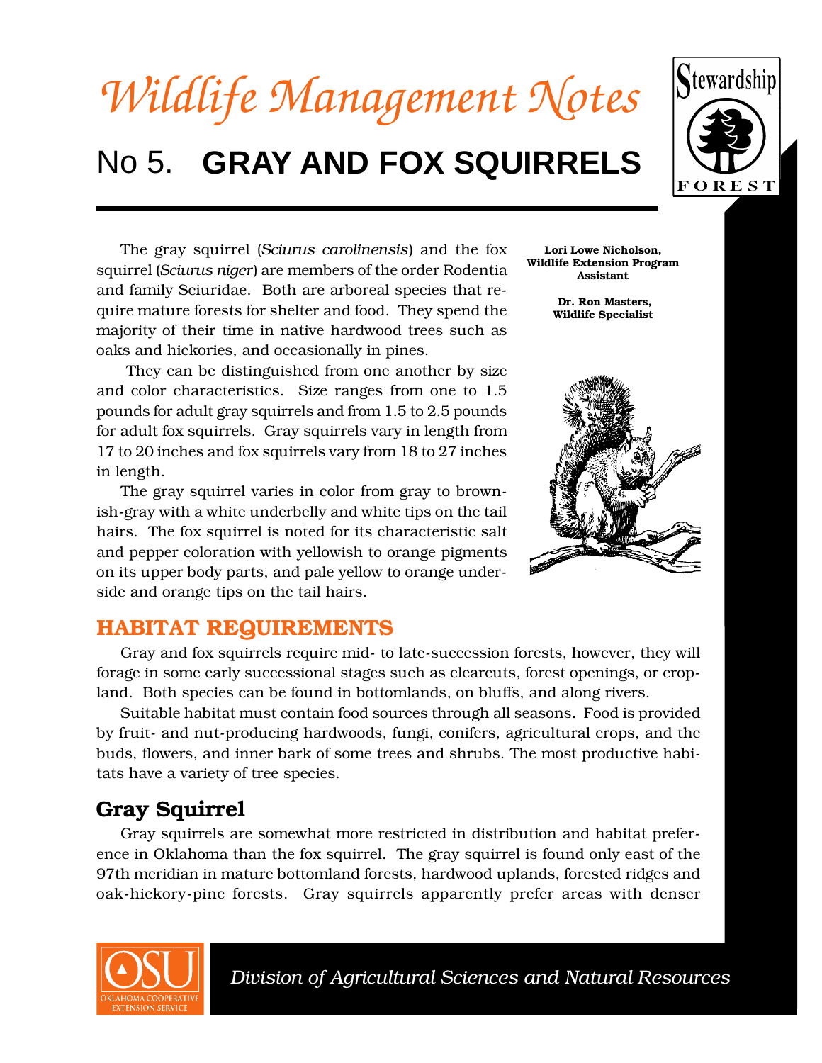# Wildlife Management Notes

## No 5. GRAY AND FOX SQUIRRELS

Stewardship FOREST

**Lori Lowe Nicholson, Wildlife Extension Program Assistant**

**Dr. Ron Masters, Wildlife Specialist**

The gray squirrel (*Sciurus carolinensis*) and the fox squirrel (*Sciurus niger*) are members of the order Rodentia and family Sciuridae. Both are arboreal species that require mature forests for shelter and food. They spend the majority of their time in native hardwood trees such as oaks and hickories, and occasionally in pines.

They can be distinguished from one another by size and color characteristics. Size ranges from one to 1.5 pounds for adult gray squirrels and from 1.5 to 2.5 pounds for adult fox squirrels. Gray squirrels vary in length from 17 to 20 inches and fox squirrels vary from 18 to 27 inches in length.

The gray squirrel varies in color from gray to brownish-gray with a white underbelly and white tips on the tail hairs. The fox squirrel is noted for its characteristic salt and pepper coloration with yellowish to orange pigments on its upper body parts, and pale yellow to orange underside and orange tips on the tail hairs.

## HABITAT REQUIREMENTS

Gray and fox squirrels require mid- to late-succession forests, however, they will forage in some early successional stages such as clearcuts, forest openings, or cropland. Both species can be found in bottomlands, on bluffs, and along rivers.

Suitable habitat must contain food sources through all seasons. Food is provided by fruit- and nut-producing hardwoods, fungi, conifers, agricultural crops, and the buds, flowers, and inner bark of some trees and shrubs. The most productive habitats have a variety of tree species.

### Gray Squirrel

Gray squirrels are somewhat more restricted in distribution and habitat preference in Oklahoma than the fox squirrel. The gray squirrel is found only east of the 97th meridian in mature bottomland forests, hardwood uplands, forested ridges and oak-hickory-pine forests. Gray squirrels apparently prefer areas with denser

OSU OKLAHOMA COOPERATIVE EXTENSION SERVICE

*Division of Agricultural Sciences and Natural Resources*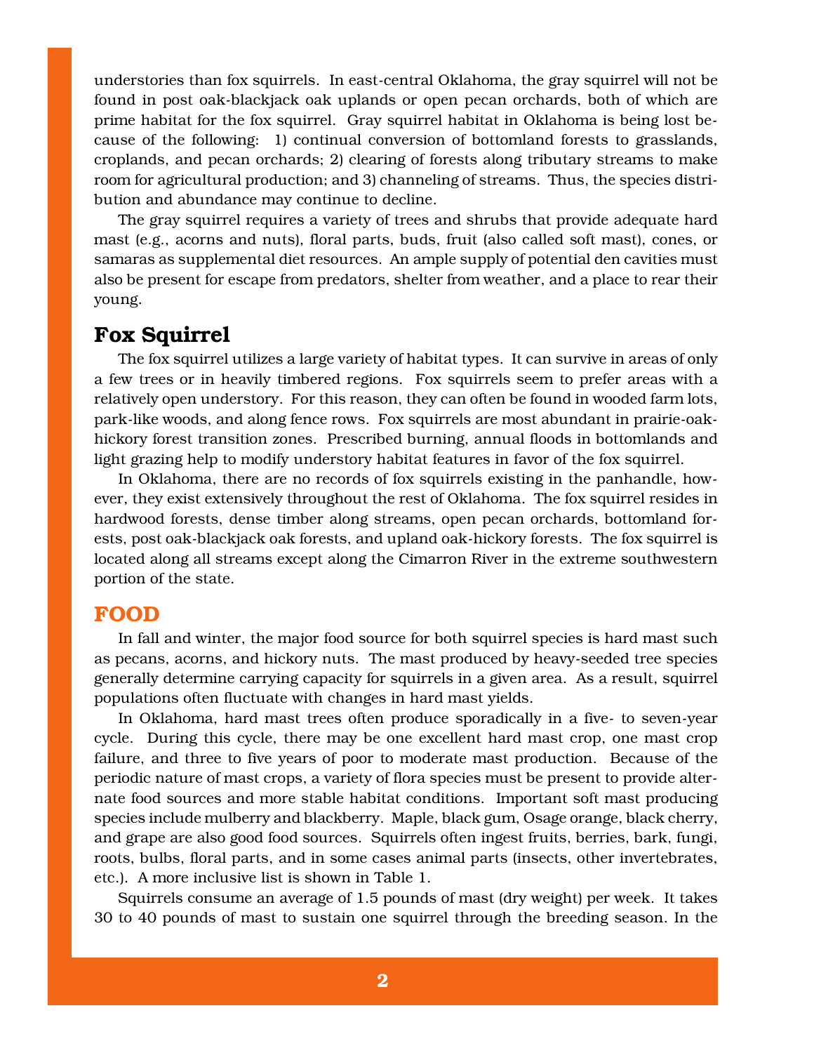understories than fox squirrels. In east-central Oklahoma, the gray squirrel will not be found in post oak-blackjack oak uplands or open pecan orchards, both of which are prime habitat for the fox squirrel. Gray squirrel habitat in Oklahoma is being lost because of the following: 1) continual conversion of bottomland forests to grasslands, croplands, and pecan orchards; 2) clearing of forests along tributary streams to make room for agricultural production; and 3) channeling of streams. Thus, the species distribution and abundance may continue to decline.

The gray squirrel requires a variety of trees and shrubs that provide adequate hard mast (e.g., acorns and nuts), floral parts, buds, fruit (also called soft mast), cones, or samaras as supplemental diet resources. An ample supply of potential den cavities must also be present for escape from predators, shelter from weather, and a place to rear their young.

### Fox Squirrel

The fox squirrel utilizes a large variety of habitat types. It can survive in areas of only a few trees or in heavily timbered regions. Fox squirrels seem to prefer areas with a relatively open understory. For this reason, they can often be found in wooded farm lots, park-like woods, and along fence rows. Fox squirrels are most abundant in prairie-oak-hickory forest transition zones. Prescribed burning, annual floods in bottomlands and light grazing help to modify understory habitat features in favor of the fox squirrel.

In Oklahoma, there are no records of fox squirrels existing in the panhandle, however, they exist extensively throughout the rest of Oklahoma. The fox squirrel resides in hardwood forests, dense timber along streams, open pecan orchards, bottomland forests, post oak-blackjack oak forests, and upland oak-hickory forests. The fox squirrel is located along all streams except along the Cimarron River in the extreme southwestern portion of the state.

## FOOD

In fall and winter, the major food source for both squirrel species is hard mast such as pecans, acorns, and hickory nuts. The mast produced by heavy-seeded tree species generally determine carrying capacity for squirrels in a given area. As a result, squirrel populations often fluctuate with changes in hard mast yields.

In Oklahoma, hard mast trees often produce sporadically in a five- to seven-year cycle. During this cycle, there may be one excellent hard mast crop, one mast crop failure, and three to five years of poor to moderate mast production. Because of the periodic nature of mast crops, a variety of flora species must be present to provide alternate food sources and more stable habitat conditions. Important soft mast producing species include mulberry and blackberry. Maple, black gum, Osage orange, black cherry, and grape are also good food sources. Squirrels often ingest fruits, berries, bark, fungi, roots, bulbs, floral parts, and in some cases animal parts (insects, other invertebrates, etc.). A more inclusive list is shown in Table 1.

Squirrels consume an average of 1.5 pounds of mast (dry weight) per week. It takes 30 to 40 pounds of mast to sustain one squirrel through the breeding season. In the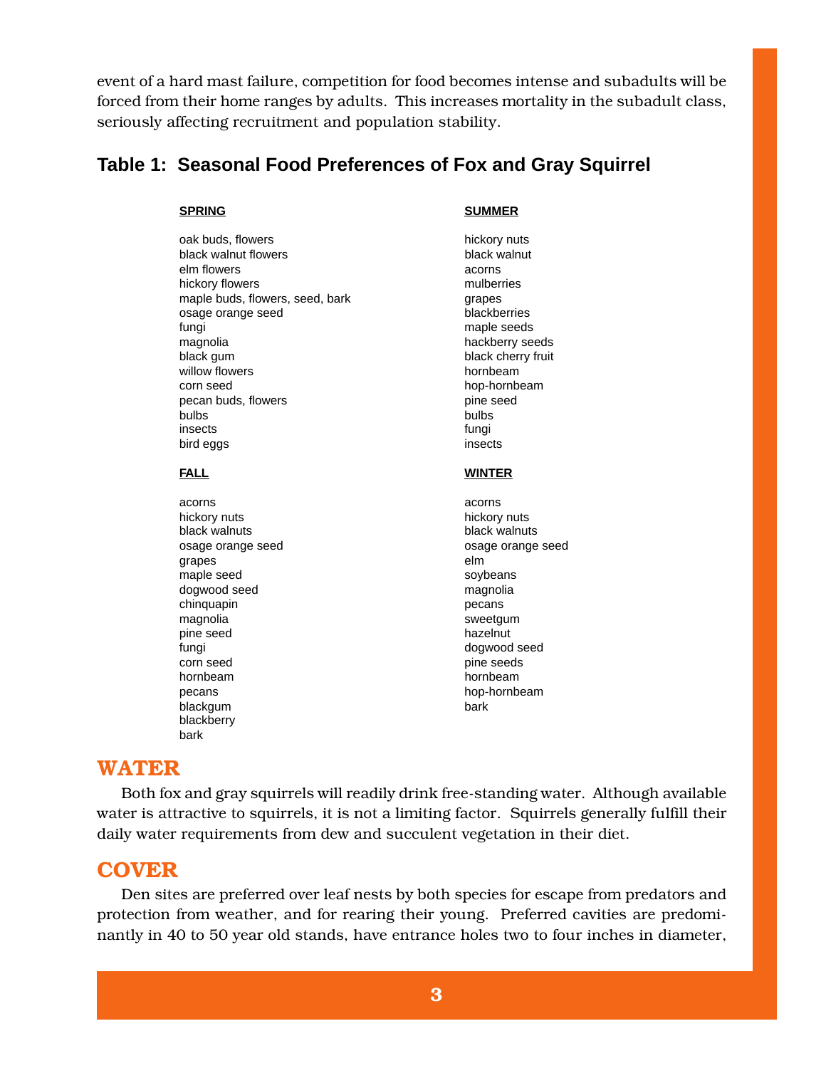event of a hard mast failure, competition for food becomes intense and subadults will be forced from their home ranges by adults. This increases mortality in the subadult class, seriously affecting recruitment and population stability.

## Table 1: Seasonal Food Preferences of Fox and Gray Squirrel

| SPRING | SUMMER |
|---|---|
| oak buds, flowers | hickory nuts |
| black walnut flowers | black walnut |
| elm flowers | acorns |
| hickory flowers | mulberries |
| maple buds, flowers, seed, bark | grapes |
| osage orange seed | blackberries |
| fungi | maple seeds |
| magnolia | hackberry seeds |
| black gum | black cherry fruit |
| willow flowers | hornbeam |
| corn seed | hop-hornbeam |
| pecan buds, flowers | pine seed |
| bulbs | bulbs |
| insects | fungi |
| bird eggs | insects |

| FALL | WINTER |
|---|---|
| acorns | acorns |
| hickory nuts | hickory nuts |
| black walnuts | black walnuts |
| osage orange seed | osage orange seed |
| grapes | elm |
| maple seed | soybeans |
| dogwood seed | magnolia |
| chinquapin | pecans |
| magnolia | sweetgum |
| pine seed | hazelnut |
| fungi | dogwood seed |
| corn seed | pine seeds |
| hornbeam | hornbeam |
| pecans | hop-hornbeam |
| blackgum | bark |
| blackberry | |
| bark | |

## WATER

Both fox and gray squirrels will readily drink free-standing water. Although available water is attractive to squirrels, it is not a limiting factor. Squirrels generally fulfill their daily water requirements from dew and succulent vegetation in their diet.

## COVER

Den sites are preferred over leaf nests by both species for escape from predators and protection from weather, and for rearing their young. Preferred cavities are predominantly in 40 to 50 year old stands, have entrance holes two to four inches in diameter,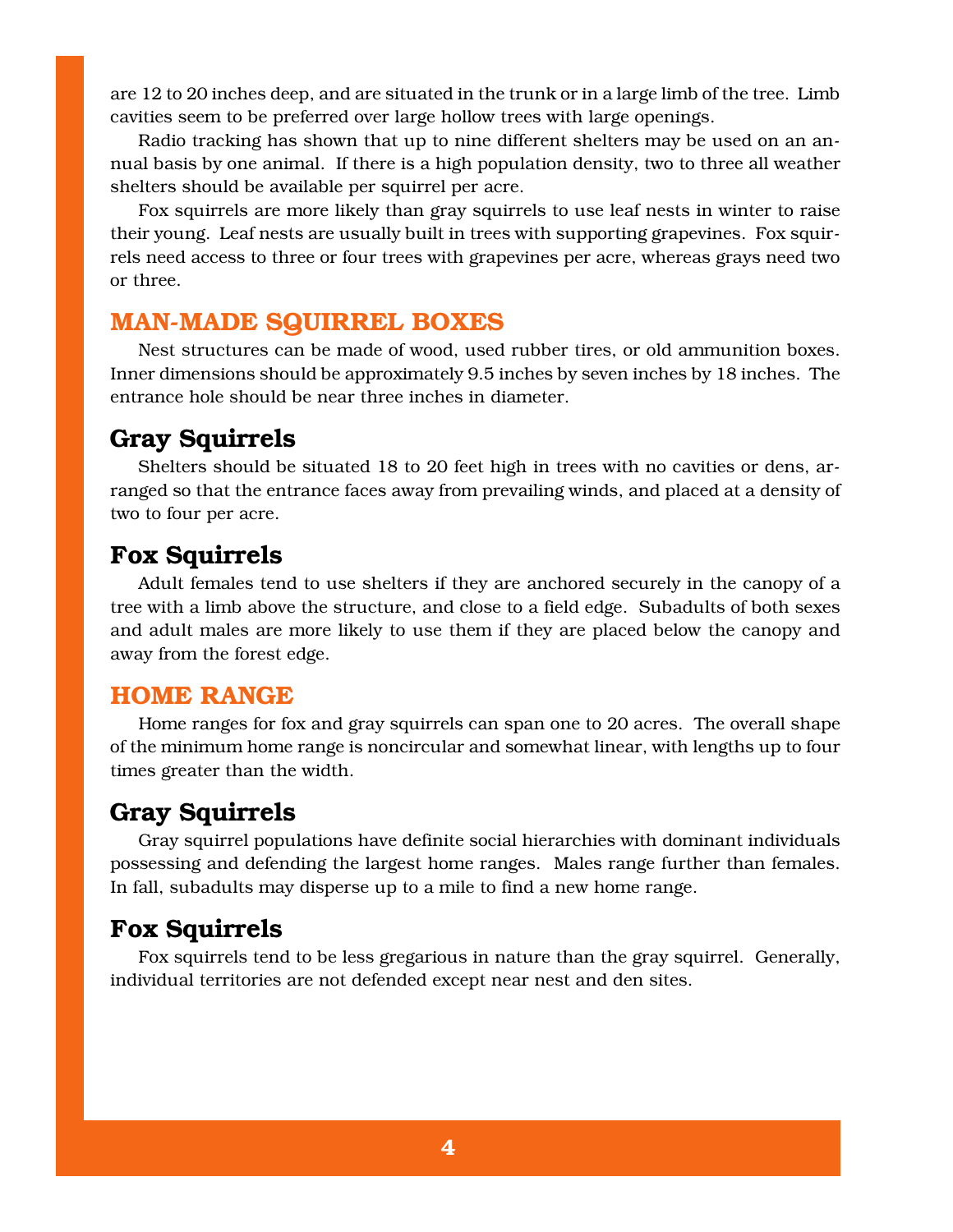are 12 to 20 inches deep, and are situated in the trunk or in a large limb of the tree. Limb cavities seem to be preferred over large hollow trees with large openings.

Radio tracking has shown that up to nine different shelters may be used on an annual basis by one animal. If there is a high population density, two to three all weather shelters should be available per squirrel per acre.

Fox squirrels are more likely than gray squirrels to use leaf nests in winter to raise their young. Leaf nests are usually built in trees with supporting grapevines. Fox squirrels need access to three or four trees with grapevines per acre, whereas grays need two or three.

## MAN-MADE SQUIRREL BOXES

Nest structures can be made of wood, used rubber tires, or old ammunition boxes. Inner dimensions should be approximately 9.5 inches by seven inches by 18 inches. The entrance hole should be near three inches in diameter.

### Gray Squirrels

Shelters should be situated 18 to 20 feet high in trees with no cavities or dens, arranged so that the entrance faces away from prevailing winds, and placed at a density of two to four per acre.

### Fox Squirrels

Adult females tend to use shelters if they are anchored securely in the canopy of a tree with a limb above the structure, and close to a field edge. Subadults of both sexes and adult males are more likely to use them if they are placed below the canopy and away from the forest edge.

## HOME RANGE

Home ranges for fox and gray squirrels can span one to 20 acres. The overall shape of the minimum home range is noncircular and somewhat linear, with lengths up to four times greater than the width.

### Gray Squirrels

Gray squirrel populations have definite social hierarchies with dominant individuals possessing and defending the largest home ranges. Males range further than females. In fall, subadults may disperse up to a mile to find a new home range.

### Fox Squirrels

Fox squirrels tend to be less gregarious in nature than the gray squirrel. Generally, individual territories are not defended except near nest and den sites.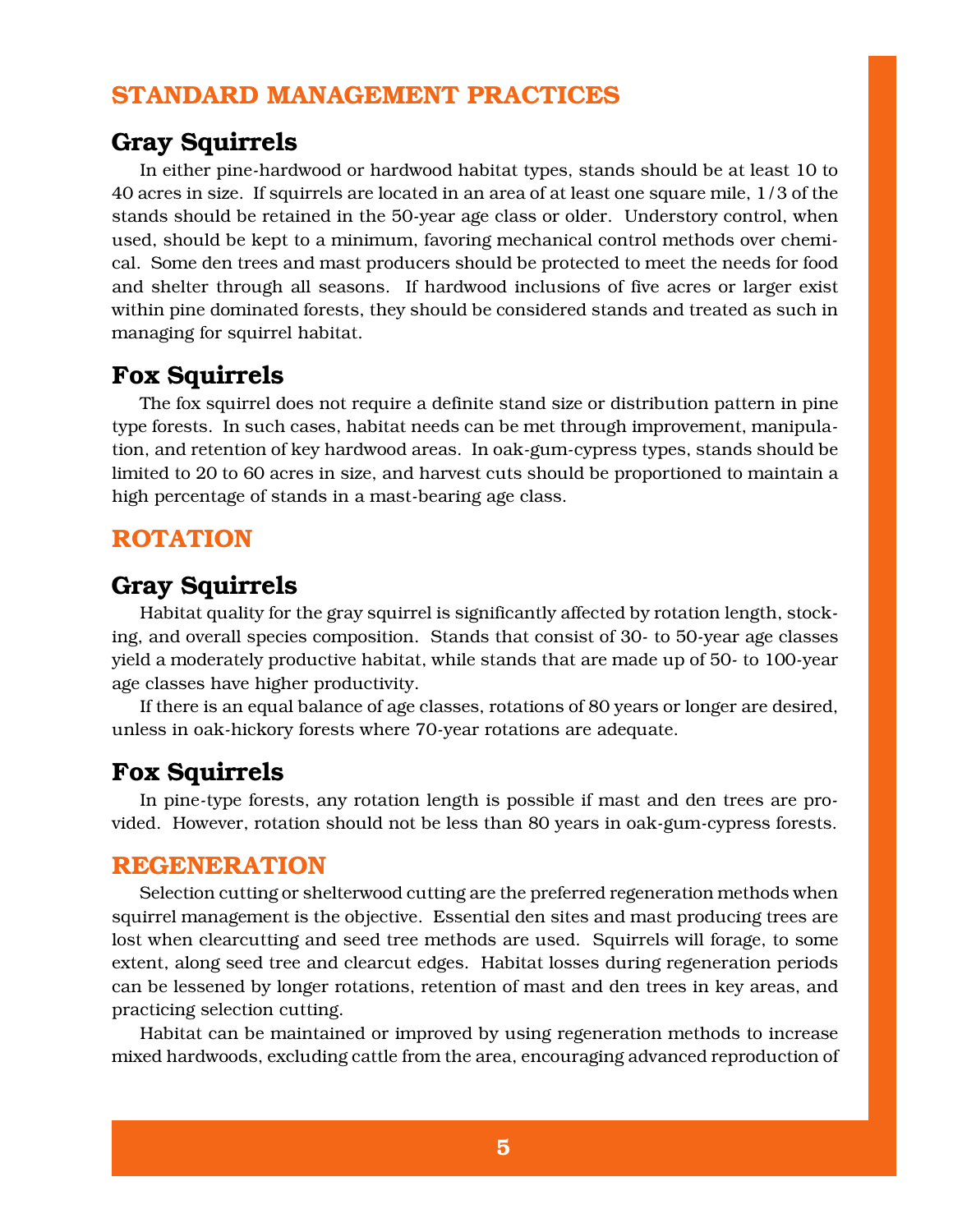## STANDARD MANAGEMENT PRACTICES

### Gray Squirrels

In either pine-hardwood or hardwood habitat types, stands should be at least 10 to 40 acres in size. If squirrels are located in an area of at least one square mile, 1/3 of the stands should be retained in the 50-year age class or older. Understory control, when used, should be kept to a minimum, favoring mechanical control methods over chemical. Some den trees and mast producers should be protected to meet the needs for food and shelter through all seasons. If hardwood inclusions of five acres or larger exist within pine dominated forests, they should be considered stands and treated as such in managing for squirrel habitat.

### Fox Squirrels

The fox squirrel does not require a definite stand size or distribution pattern in pine type forests. In such cases, habitat needs can be met through improvement, manipulation, and retention of key hardwood areas. In oak-gum-cypress types, stands should be limited to 20 to 60 acres in size, and harvest cuts should be proportioned to maintain a high percentage of stands in a mast-bearing age class.

## ROTATION

### Gray Squirrels

Habitat quality for the gray squirrel is significantly affected by rotation length, stocking, and overall species composition. Stands that consist of 30- to 50-year age classes yield a moderately productive habitat, while stands that are made up of 50- to 100-year age classes have higher productivity.

If there is an equal balance of age classes, rotations of 80 years or longer are desired, unless in oak-hickory forests where 70-year rotations are adequate.

### Fox Squirrels

In pine-type forests, any rotation length is possible if mast and den trees are provided. However, rotation should not be less than 80 years in oak-gum-cypress forests.

## REGENERATION

Selection cutting or shelterwood cutting are the preferred regeneration methods when squirrel management is the objective. Essential den sites and mast producing trees are lost when clearcutting and seed tree methods are used. Squirrels will forage, to some extent, along seed tree and clearcut edges. Habitat losses during regeneration periods can be lessened by longer rotations, retention of mast and den trees in key areas, and practicing selection cutting.

Habitat can be maintained or improved by using regeneration methods to increase mixed hardwoods, excluding cattle from the area, encouraging advanced reproduction of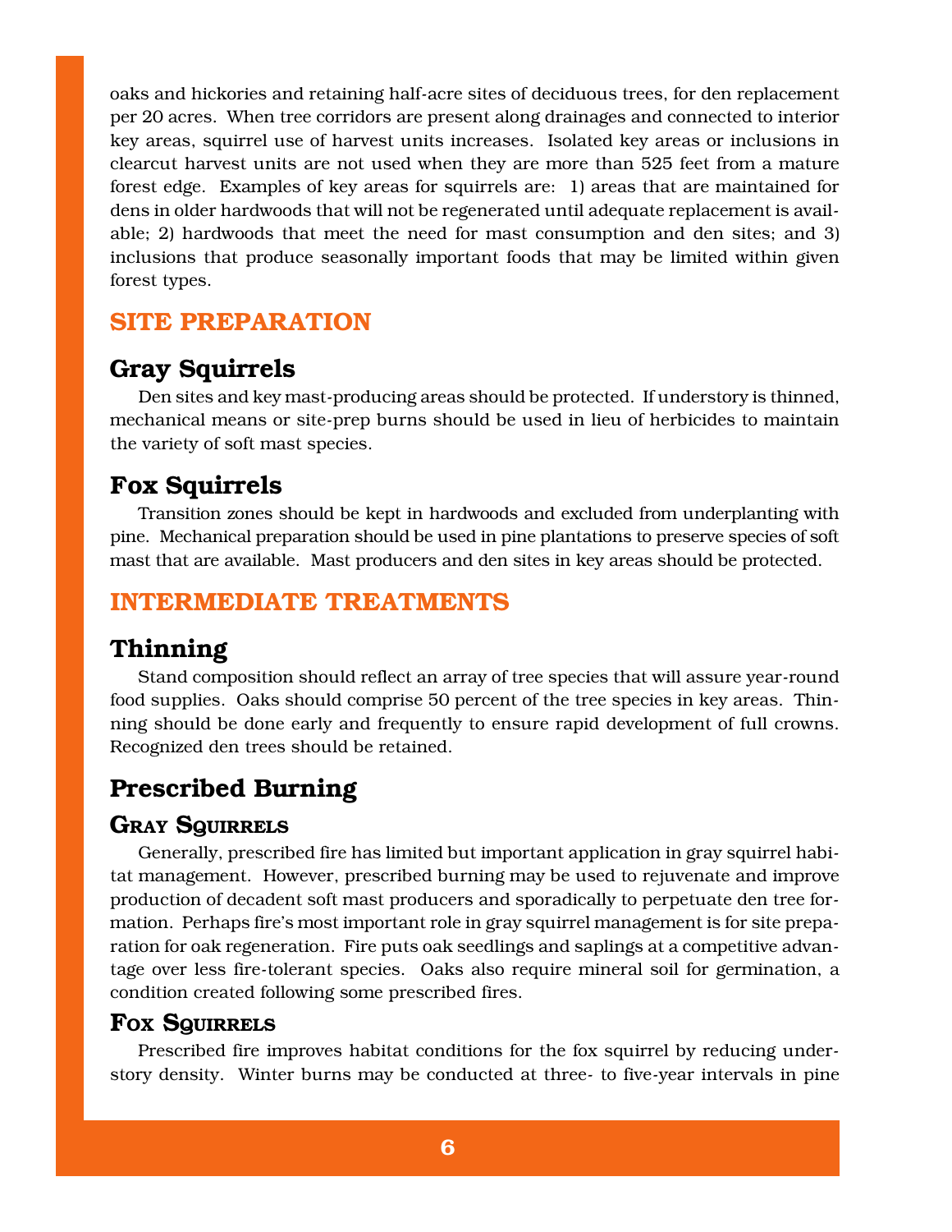oaks and hickories and retaining half-acre sites of deciduous trees, for den replacement per 20 acres. When tree corridors are present along drainages and connected to interior key areas, squirrel use of harvest units increases. Isolated key areas or inclusions in clearcut harvest units are not used when they are more than 525 feet from a mature forest edge. Examples of key areas for squirrels are: 1) areas that are maintained for dens in older hardwoods that will not be regenerated until adequate replacement is available; 2) hardwoods that meet the need for mast consumption and den sites; and 3) inclusions that produce seasonally important foods that may be limited within given forest types.

## SITE PREPARATION

### Gray Squirrels

Den sites and key mast-producing areas should be protected. If understory is thinned, mechanical means or site-prep burns should be used in lieu of herbicides to maintain the variety of soft mast species.

### Fox Squirrels

Transition zones should be kept in hardwoods and excluded from underplanting with pine. Mechanical preparation should be used in pine plantations to preserve species of soft mast that are available. Mast producers and den sites in key areas should be protected.

## INTERMEDIATE TREATMENTS

### Thinning

Stand composition should reflect an array of tree species that will assure year-round food supplies. Oaks should comprise 50 percent of the tree species in key areas. Thinning should be done early and frequently to ensure rapid development of full crowns. Recognized den trees should be retained.

### Prescribed Burning

#### Gray Squirrels

Generally, prescribed fire has limited but important application in gray squirrel habitat management. However, prescribed burning may be used to rejuvenate and improve production of decadent soft mast producers and sporadically to perpetuate den tree formation. Perhaps fire's most important role in gray squirrel management is for site preparation for oak regeneration. Fire puts oak seedlings and saplings at a competitive advantage over less fire-tolerant species. Oaks also require mineral soil for germination, a condition created following some prescribed fires.

#### Fox Squirrels

Prescribed fire improves habitat conditions for the fox squirrel by reducing understory density. Winter burns may be conducted at three- to five-year intervals in pine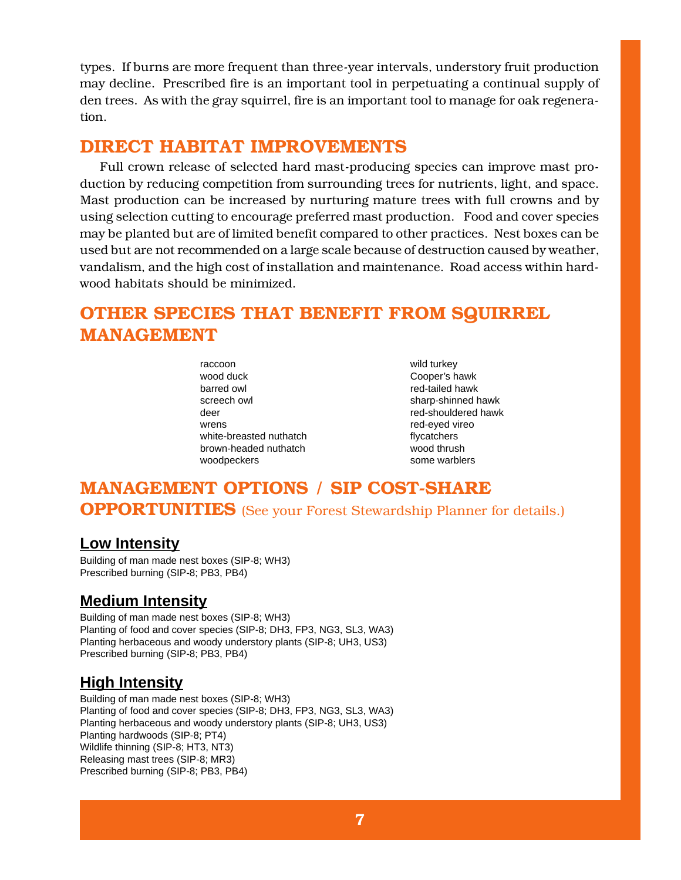types. If burns are more frequent than three-year intervals, understory fruit production may decline. Prescribed fire is an important tool in perpetuating a continual supply of den trees. As with the gray squirrel, fire is an important tool to manage for oak regeneration.

## DIRECT HABITAT IMPROVEMENTS

Full crown release of selected hard mast-producing species can improve mast production by reducing competition from surrounding trees for nutrients, light, and space. Mast production can be increased by nurturing mature trees with full crowns and by using selection cutting to encourage preferred mast production. Food and cover species may be planted but are of limited benefit compared to other practices. Nest boxes can be used but are not recommended on a large scale because of destruction caused by weather, vandalism, and the high cost of installation and maintenance. Road access within hardwood habitats should be minimized.

## OTHER SPECIES THAT BENEFIT FROM SQUIRREL MANAGEMENT

- raccoon
- wood duck
- barred owl
- screech owl
- deer
- wrens
- white-breasted nuthatch
- brown-headed nuthatch
- woodpeckers
- wild turkey
- Cooper's hawk
- red-tailed hawk
- sharp-shinned hawk
- red-shouldered hawk
- red-eyed vireo
- flycatchers
- wood thrush
- some warblers

## MANAGEMENT OPTIONS / SIP COST-SHARE OPPORTUNITIES (See your Forest Stewardship Planner for details.)

### Low Intensity

Building of man made nest boxes (SIP-8; WH3)
Prescribed burning (SIP-8; PB3, PB4)

### Medium Intensity

Building of man made nest boxes (SIP-8; WH3)
Planting of food and cover species (SIP-8; DH3, FP3, NG3, SL3, WA3)
Planting herbaceous and woody understory plants (SIP-8; UH3, US3)
Prescribed burning (SIP-8; PB3, PB4)

### High Intensity

Building of man made nest boxes (SIP-8; WH3)
Planting of food and cover species (SIP-8; DH3, FP3, NG3, SL3, WA3)
Planting herbaceous and woody understory plants (SIP-8; UH3, US3)
Planting hardwoods (SIP-8; PT4)
Wildlife thinning (SIP-8; HT3, NT3)
Releasing mast trees (SIP-8; MR3)
Prescribed burning (SIP-8; PB3, PB4)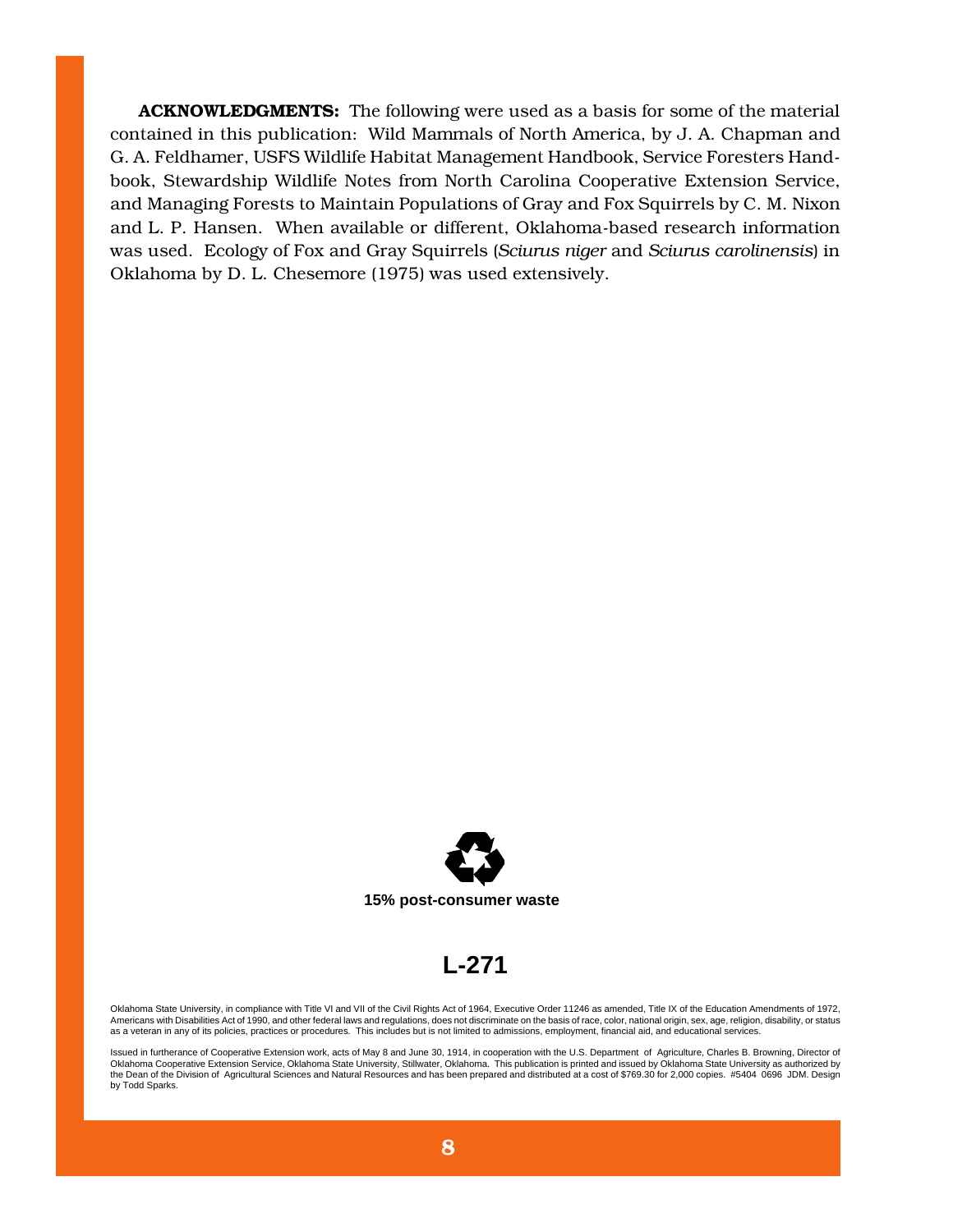**ACKNOWLEDGMENTS:** The following were used as a basis for some of the material contained in this publication: Wild Mammals of North America, by J. A. Chapman and G. A. Feldhamer, USFS Wildlife Habitat Management Handbook, Service Foresters Handbook, Stewardship Wildlife Notes from North Carolina Cooperative Extension Service, and Managing Forests to Maintain Populations of Gray and Fox Squirrels by C. M. Nixon and L. P. Hansen. When available or different, Oklahoma-based research information was used. Ecology of Fox and Gray Squirrels (*Sciurus niger* and *Sciurus carolinensis*) in Oklahoma by D. L. Chesemore (1975) was used extensively.

**15% post-consumer waste**

**L-271**

Oklahoma State University, in compliance with Title VI and VII of the Civil Rights Act of 1964, Executive Order 11246 as amended, Title IX of the Education Amendments of 1972, Americans with Disabilities Act of 1990, and other federal laws and regulations, does not discriminate on the basis of race, color, national origin, sex, age, religion, disability, or status as a veteran in any of its policies, practices or procedures. This includes but is not limited to admissions, employment, financial aid, and educational services.

Issued in furtherance of Cooperative Extension work, acts of May 8 and June 30, 1914, in cooperation with the U.S. Department of Agriculture, Charles B. Browning, Director of Oklahoma Cooperative Extension Service, Oklahoma State University, Stillwater, Oklahoma. This publication is printed and issued by Oklahoma State University as authorized by the Dean of the Division of Agricultural Sciences and Natural Resources and has been prepared and distributed at a cost of $769.30 for 2,000 copies. #5404 0696 JDM. Design by Todd Sparks.